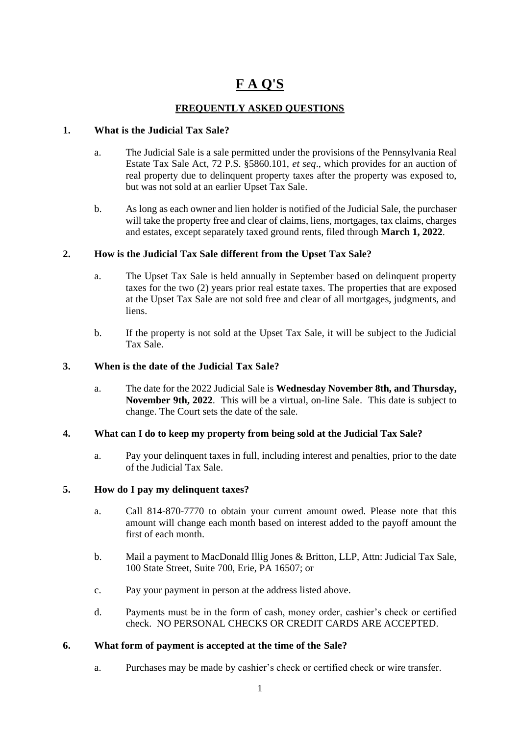# **F A Q'S**

## **FREQUENTLY ASKED QUESTIONS**

### 1. What is the Judicial Tax Sale?

a. The Judicial Sale is a sale permitted under the provisions of the Pennsylvania Real Estate Tax Sale Act, 72 P.S. §5860.101, *et seq*., which provides for an auction of real property due to delinquent property taxes after the property was exposed to, but was not sold at an earlier Upset Tax Sale.

b. As long as each owner and lien holder is notified of the Judicial Sale, the purchaser will take the property free and clear of claims, liens, mortgages, tax claims, charges and estates, except separately taxed ground rents, filed through **March 1, 2022**.

### 2. How is the Judicial Tax Sale different from the Upset Tax Sale?

a. The Upset Tax Sale is held annually in September based on delinquent property taxes for the two (2) years prior real estate taxes. The properties that are exposed at the Upset Tax Sale are not sold free and clear of all mortgages, judgments, and liens.

b. If the property is not sold at the Upset Tax Sale, it will be subject to the Judicial Tax Sale.

### 3. When is the date of the Judicial Tax Sale?

a. The date for the 2022 Judicial Sale is **Wednesday November 8th, and Thursday, November 9th, 2022**. This will be a virtual, on-line Sale. This date is subject to change. The Court sets the date of the sale.

### 4. What can I do to keep my property from being sold at the Judicial Tax Sale?

a. Pay your delinquent taxes in full, including interest and penalties, prior to the date of the Judicial Tax Sale.

### 5. How do I pay my delinquent taxes?

a. Call 814-870-7770 to obtain your current amount owed. Please note that this amount will change each month based on interest added to the payoff amount the first of each month.

b. Mail a payment to MacDonald Illig Jones & Britton, LLP, Attn: Judicial Tax Sale, 100 State Street, Suite 700, Erie, PA 16507; or

c. Pay your payment in person at the address listed above.

d. Payments must be in the form of cash, money order, cashier's check or certified check. NO PERSONAL CHECKS OR CREDIT CARDS ARE ACCEPTED.

### 6. What form of payment is accepted at the time of the Sale?

a. Purchases may be made by cashier's check or certified check or wire transfer.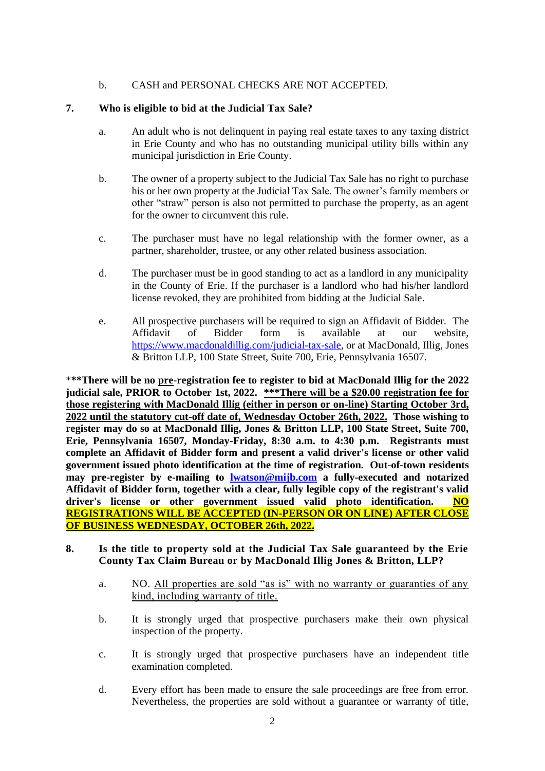b. CASH and PERSONAL CHECKS ARE NOT ACCEPTED.

**7. Who is eligible to bid at the Judicial Tax Sale?**

a. An adult who is not delinquent in paying real estate taxes to any taxing district in Erie County and who has no outstanding municipal utility bills within any municipal jurisdiction in Erie County.

b. The owner of a property subject to the Judicial Tax Sale has no right to purchase his or her own property at the Judicial Tax Sale. The owner's family members or other "straw" person is also not permitted to purchase the property, as an agent for the owner to circumvent this rule.

c. The purchaser must have no legal relationship with the former owner, as a partner, shareholder, trustee, or any other related business association.

d. The purchaser must be in good standing to act as a landlord in any municipality in the County of Erie. If the purchaser is a landlord who had his/her landlord license revoked, they are prohibited from bidding at the Judicial Sale.

e. All prospective purchasers will be required to sign an Affidavit of Bidder. The Affidavit of Bidder form is available at our website, https://www.macdonaldillig.com/judicial-tax-sale, or at MacDonald, Illig, Jones & Britton LLP, 100 State Street, Suite 700, Erie, Pennsylvania 16507.

***There will be no <u>pre</u>-registration fee to register to bid at MacDonald Illig for the 2022 judicial sale, PRIOR to October 1st, 2022. <u>***There will be a $20.00 registration fee for those registering with MacDonald Illig (either in person or on-line) Starting October 3rd, 2022 until the statutory cut-off date of, Wednesday October 26th, 2022.</u> Those wishing to register may do so at MacDonald Illig, Jones & Britton LLP, 100 State Street, Suite 700, Erie, Pennsylvania 16507, Monday-Friday, 8:30 a.m. to 4:30 p.m. Registrants must complete an Affidavit of Bidder form and present a valid driver's license or other valid government issued photo identification at the time of registration. Out-of-town residents may pre-register by e-mailing to <u>lwatson@mijb.com</u> a fully-executed and notarized Affidavit of Bidder form, together with a clear, fully legible copy of the registrant's valid driver's license or other government issued valid photo identification. <u>NO REGISTRATIONS WILL BE ACCEPTED (IN-PERSON OR ON LINE) AFTER CLOSE OF BUSINESS WEDNESDAY, OCTOBER 26th, 2022.</u>**

**8. Is the title to property sold at the Judicial Tax Sale guaranteed by the Erie County Tax Claim Bureau or by MacDonald Illig Jones & Britton, LLP?**

a. NO. <u>All properties are sold "as is" with no warranty or guaranties of any kind, including warranty of title.</u>

b. It is strongly urged that prospective purchasers make their own physical inspection of the property.

c. It is strongly urged that prospective purchasers have an independent title examination completed.

d. Every effort has been made to ensure the sale proceedings are free from error. Nevertheless, the properties are sold without a guarantee or warranty of title,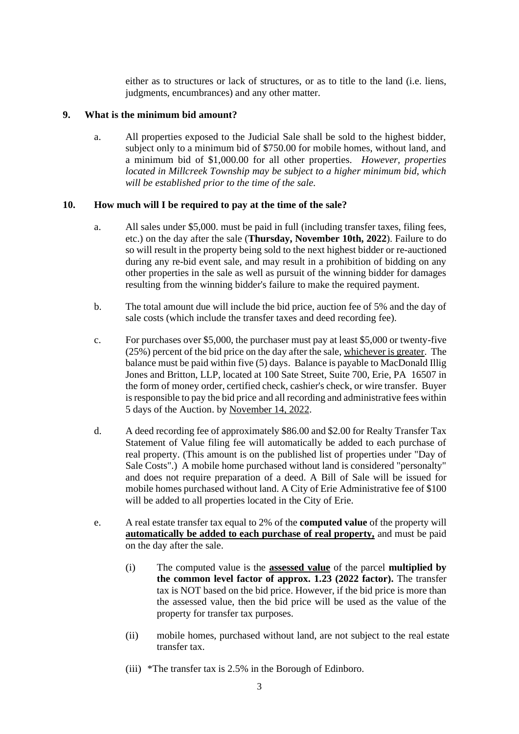either as to structures or lack of structures, or as to title to the land (i.e. liens, judgments, encumbrances) and any other matter.

## 9. What is the minimum bid amount?

a. All properties exposed to the Judicial Sale shall be sold to the highest bidder, subject only to a minimum bid of $750.00 for mobile homes, without land, and a minimum bid of $1,000.00 for all other properties. *However, properties located in Millcreek Township may be subject to a higher minimum bid, which will be established prior to the time of the sale.*

## 10. How much will I be required to pay at the time of the sale?

a. All sales under $5,000. must be paid in full (including transfer taxes, filing fees, etc.) on the day after the sale (**Thursday, November 10th, 2022**). Failure to do so will result in the property being sold to the next highest bidder or re-auctioned during any re-bid event sale, and may result in a prohibition of bidding on any other properties in the sale as well as pursuit of the winning bidder for damages resulting from the winning bidder's failure to make the required payment.

b. The total amount due will include the bid price, auction fee of 5% and the day of sale costs (which include the transfer taxes and deed recording fee).

c. For purchases over $5,000, the purchaser must pay at least $5,000 or twenty-five (25%) percent of the bid price on the day after the sale, <u>whichever is greater</u>. The balance must be paid within five (5) days. Balance is payable to MacDonald Illig Jones and Britton, LLP, located at 100 Sate Street, Suite 700, Erie, PA 16507 in the form of money order, certified check, cashier's check, or wire transfer. Buyer is responsible to pay the bid price and all recording and administrative fees within 5 days of the Auction. by <u>November 14, 2022</u>.

d. A deed recording fee of approximately $86.00 and $2.00 for Realty Transfer Tax Statement of Value filing fee will automatically be added to each purchase of real property. (This amount is on the published list of properties under "Day of Sale Costs".) A mobile home purchased without land is considered "personalty" and does not require preparation of a deed. A Bill of Sale will be issued for mobile homes purchased without land. A City of Erie Administrative fee of $100 will be added to all properties located in the City of Erie.

e. A real estate transfer tax equal to 2% of the **computed value** of the property will **<u>automatically be added to each purchase of real property,</u>** and must be paid on the day after the sale.

   (i) The computed value is the **<u>assessed value</u>** of the parcel **multiplied by the common level factor of approx. 1.23 (2022 factor).** The transfer tax is NOT based on the bid price. However, if the bid price is more than the assessed value, then the bid price will be used as the value of the property for transfer tax purposes.

   (ii) mobile homes, purchased without land, are not subject to the real estate transfer tax.

   (iii) *The transfer tax is 2.5% in the Borough of Edinboro.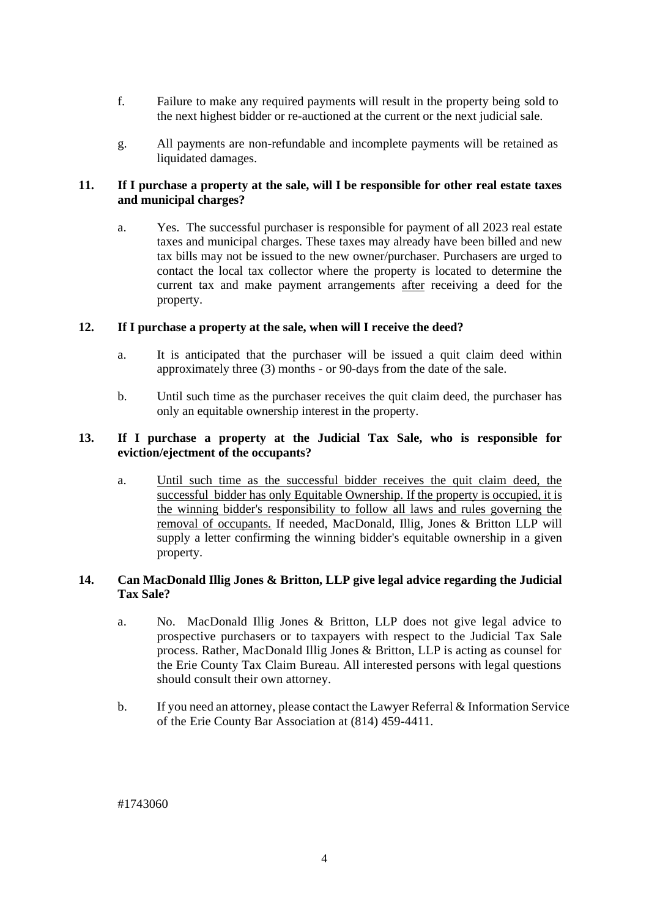f. Failure to make any required payments will result in the property being sold to the next highest bidder or re-auctioned at the current or the next judicial sale.

g. All payments are non-refundable and incomplete payments will be retained as liquidated damages.

**11. If I purchase a property at the sale, will I be responsible for other real estate taxes and municipal charges?**

a. Yes. The successful purchaser is responsible for payment of all 2023 real estate taxes and municipal charges. These taxes may already have been billed and new tax bills may not be issued to the new owner/purchaser. Purchasers are urged to contact the local tax collector where the property is located to determine the current tax and make payment arrangements <u>after</u> receiving a deed for the property.

**12. If I purchase a property at the sale, when will I receive the deed?**

a. It is anticipated that the purchaser will be issued a quit claim deed within approximately three (3) months - or 90-days from the date of the sale.

b. Until such time as the purchaser receives the quit claim deed, the purchaser has only an equitable ownership interest in the property.

**13. If I purchase a property at the Judicial Tax Sale, who is responsible for eviction/ejectment of the occupants?**

a. <u>Until such time as the successful bidder receives the quit claim deed, the successful bidder has only Equitable Ownership. If the property is occupied, it is the winning bidder's responsibility to follow all laws and rules governing the removal of occupants.</u> If needed, MacDonald, Illig, Jones & Britton LLP will supply a letter confirming the winning bidder's equitable ownership in a given property.

**14. Can MacDonald Illig Jones & Britton, LLP give legal advice regarding the Judicial Tax Sale?**

a. No. MacDonald Illig Jones & Britton, LLP does not give legal advice to prospective purchasers or to taxpayers with respect to the Judicial Tax Sale process. Rather, MacDonald Illig Jones & Britton, LLP is acting as counsel for the Erie County Tax Claim Bureau. All interested persons with legal questions should consult their own attorney.

b. If you need an attorney, please contact the Lawyer Referral & Information Service of the Erie County Bar Association at (814) 459-4411.

#1743060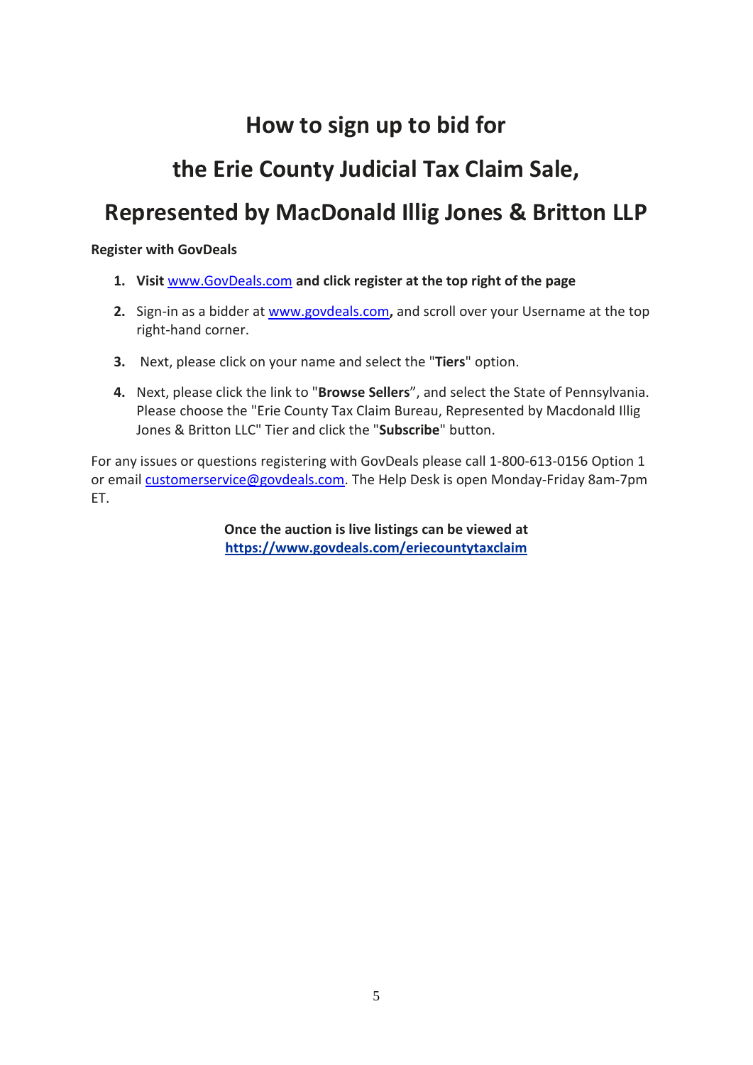# How to sign up to bid for

# the Erie County Judicial Tax Claim Sale,

# Represented by MacDonald Illig Jones & Britton LLP

**Register with GovDeals**

1. **Visit** www.GovDeals.com **and click register at the top right of the page**
2. Sign-in as a bidder at www.govdeals.com**,** and scroll over your Username at the top right-hand corner.
3. Next, please click on your name and select the "**Tiers**" option.
4. Next, please click the link to "**Browse Sellers**”, and select the State of Pennsylvania. Please choose the "Erie County Tax Claim Bureau, Represented by Macdonald Illig Jones & Britton LLC" Tier and click the "**Subscribe**" button.

For any issues or questions registering with GovDeals please call 1-800-613-0156 Option 1 or email customerservice@govdeals.com. The Help Desk is open Monday-Friday 8am-7pm ET.

**Once the auction is live listings can be viewed at**
**https://www.govdeals.com/eriecountytaxclaim**